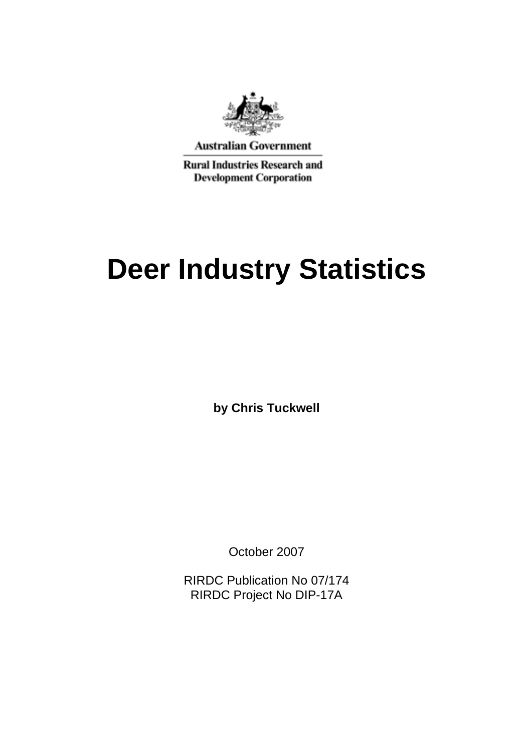Australian Government

Rural Industries Research and Development Corporation

# Deer Industry Statistics

**by Chris Tuckwell**

October 2007

RIRDC Publication No 07/174
RIRDC Project No DIP-17A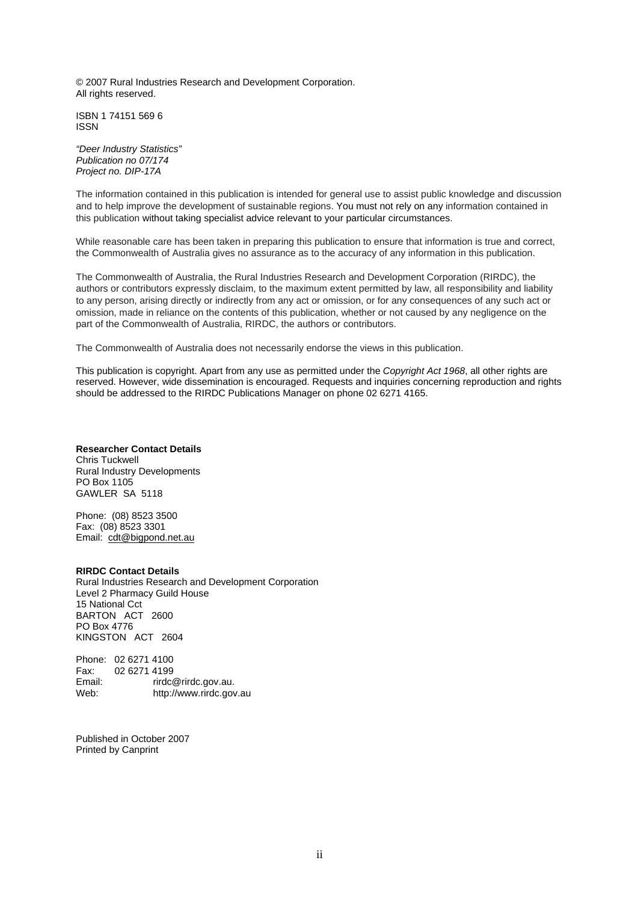© 2007 Rural Industries Research and Development Corporation.
All rights reserved.

ISBN 1 74151 569 6
ISSN

*"Deer Industry Statistics"*
*Publication no 07/174*
*Project no. DIP-17A*

The information contained in this publication is intended for general use to assist public knowledge and discussion and to help improve the development of sustainable regions. You must not rely on any information contained in this publication without taking specialist advice relevant to your particular circumstances.

While reasonable care has been taken in preparing this publication to ensure that information is true and correct, the Commonwealth of Australia gives no assurance as to the accuracy of any information in this publication.

The Commonwealth of Australia, the Rural Industries Research and Development Corporation (RIRDC), the authors or contributors expressly disclaim, to the maximum extent permitted by law, all responsibility and liability to any person, arising directly or indirectly from any act or omission, or for any consequences of any such act or omission, made in reliance on the contents of this publication, whether or not caused by any negligence on the part of the Commonwealth of Australia, RIRDC, the authors or contributors.

The Commonwealth of Australia does not necessarily endorse the views in this publication.

This publication is copyright. Apart from any use as permitted under the *Copyright Act 1968*, all other rights are reserved. However, wide dissemination is encouraged. Requests and inquiries concerning reproduction and rights should be addressed to the RIRDC Publications Manager on phone 02 6271 4165.

**Researcher Contact Details**
Chris Tuckwell
Rural Industry Developments
PO Box 1105
GAWLER SA 5118

Phone: (08) 8523 3500
Fax: (08) 8523 3301
Email: cdt@bigpond.net.au

**RIRDC Contact Details**
Rural Industries Research and Development Corporation
Level 2 Pharmacy Guild House
15 National Cct
BARTON ACT 2600
PO Box 4776
KINGSTON ACT 2604

Phone: 02 6271 4100
Fax: 02 6271 4199
Email: rirdc@rirdc.gov.au.
Web: http://www.rirdc.gov.au

Published in October 2007
Printed by Canprint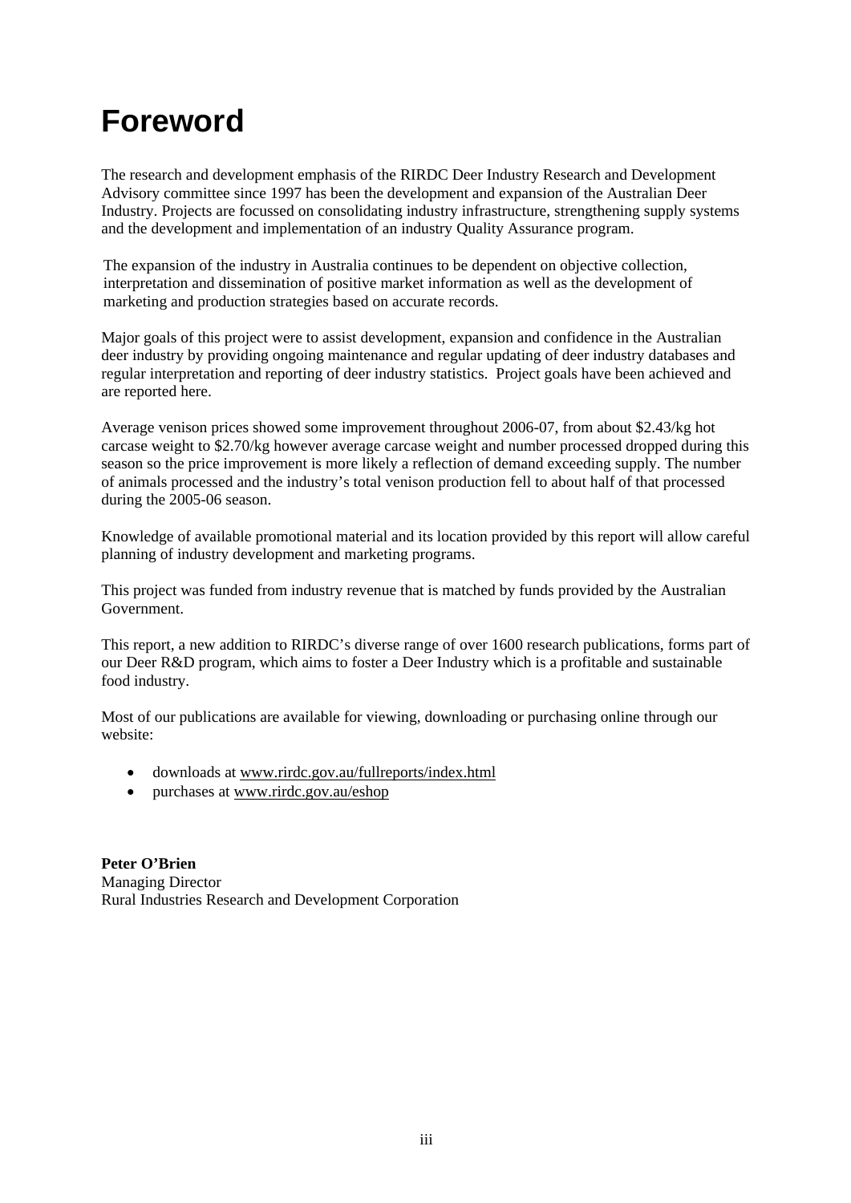# Foreword

The research and development emphasis of the RIRDC Deer Industry Research and Development Advisory committee since 1997 has been the development and expansion of the Australian Deer Industry. Projects are focussed on consolidating industry infrastructure, strengthening supply systems and the development and implementation of an industry Quality Assurance program.

The expansion of the industry in Australia continues to be dependent on objective collection, interpretation and dissemination of positive market information as well as the development of marketing and production strategies based on accurate records.

Major goals of this project were to assist development, expansion and confidence in the Australian deer industry by providing ongoing maintenance and regular updating of deer industry databases and regular interpretation and reporting of deer industry statistics. Project goals have been achieved and are reported here.

Average venison prices showed some improvement throughout 2006-07, from about $2.43/kg hot carcase weight to $2.70/kg however average carcase weight and number processed dropped during this season so the price improvement is more likely a reflection of demand exceeding supply. The number of animals processed and the industry's total venison production fell to about half of that processed during the 2005-06 season.

Knowledge of available promotional material and its location provided by this report will allow careful planning of industry development and marketing programs.

This project was funded from industry revenue that is matched by funds provided by the Australian Government.

This report, a new addition to RIRDC's diverse range of over 1600 research publications, forms part of our Deer R&D program, which aims to foster a Deer Industry which is a profitable and sustainable food industry.

Most of our publications are available for viewing, downloading or purchasing online through our website:

- downloads at www.rirdc.gov.au/fullreports/index.html
- purchases at www.rirdc.gov.au/eshop

**Peter O'Brien**
Managing Director
Rural Industries Research and Development Corporation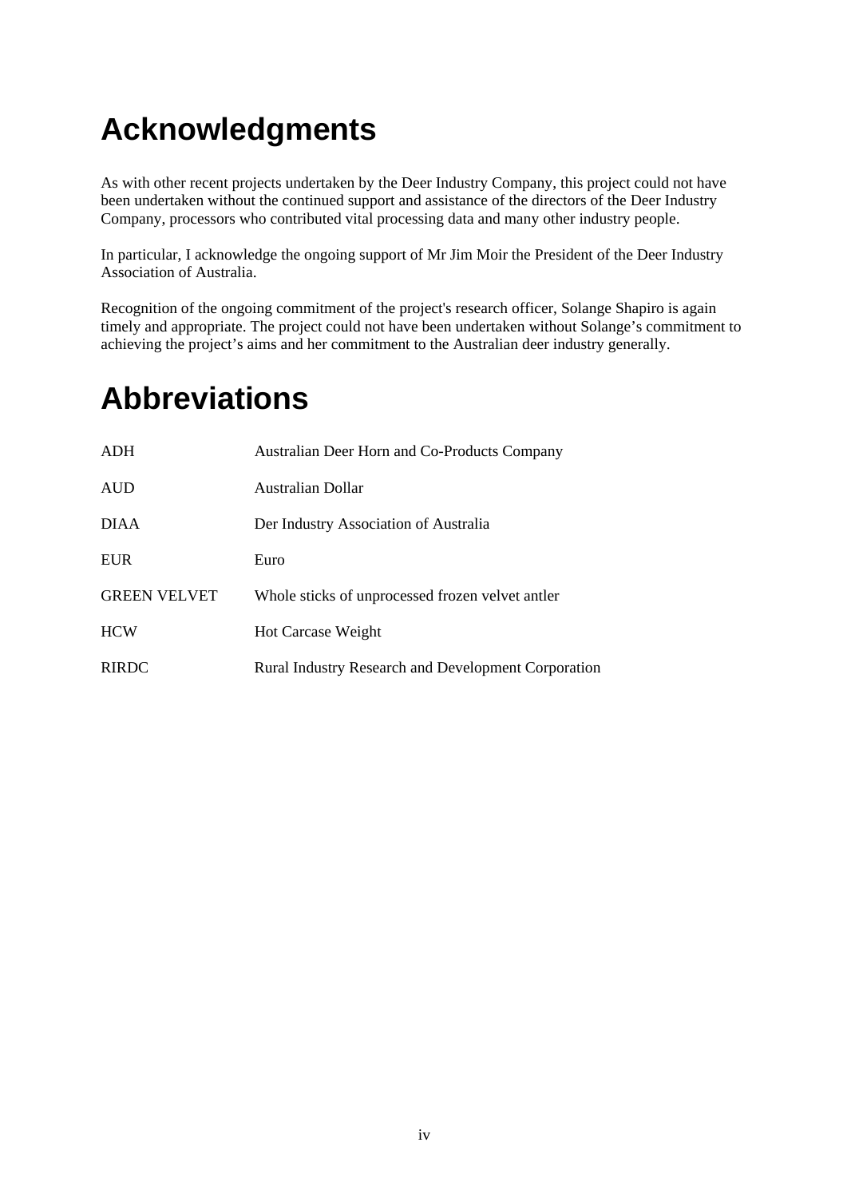# Acknowledgments

As with other recent projects undertaken by the Deer Industry Company, this project could not have been undertaken without the continued support and assistance of the directors of the Deer Industry Company, processors who contributed vital processing data and many other industry people.

In particular, I acknowledge the ongoing support of Mr Jim Moir the President of the Deer Industry Association of Australia.

Recognition of the ongoing commitment of the project's research officer, Solange Shapiro is again timely and appropriate. The project could not have been undertaken without Solange's commitment to achieving the project's aims and her commitment to the Australian deer industry generally.

# Abbreviations

| | |
|---|---|
| ADH | Australian Deer Horn and Co-Products Company |
| AUD | Australian Dollar |
| DIAA | Der Industry Association of Australia |
| EUR | Euro |
| GREEN VELVET | Whole sticks of unprocessed frozen velvet antler |
| HCW | Hot Carcase Weight |
| RIRDC | Rural Industry Research and Development Corporation |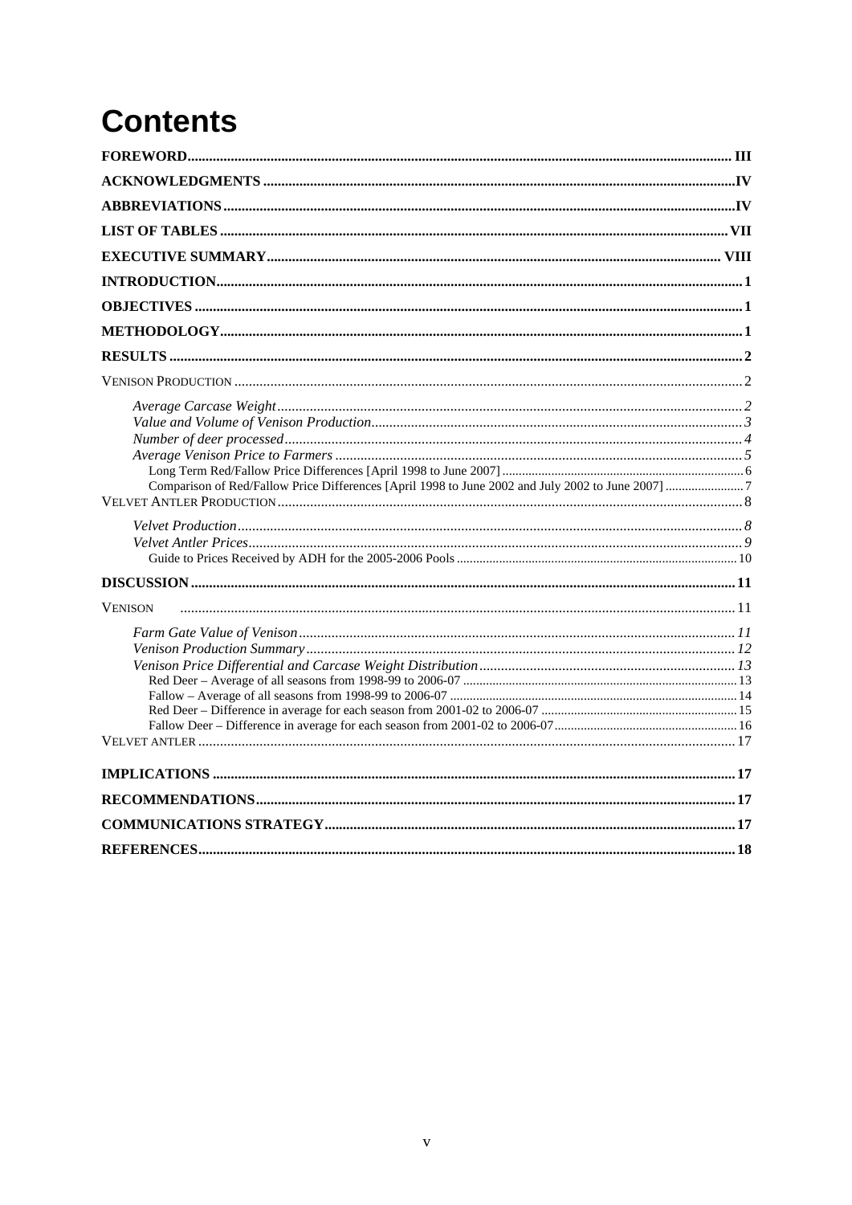# Contents

FOREWORD .......... III

ACKNOWLEDGMENTS .......... IV

ABBREVIATIONS .......... IV

LIST OF TABLES .......... VII

EXECUTIVE SUMMARY .......... VIII

INTRODUCTION .......... 1

OBJECTIVES .......... 1

METHODOLOGY .......... 1

RESULTS .......... 2

VENISON PRODUCTION .......... 2

- *Average Carcase Weight* .......... 2
- *Value and Volume of Venison Production* .......... 3
- *Number of deer processed* .......... 4
- *Average Venison Price to Farmers* .......... 5
  - Long Term Red/Fallow Price Differences [April 1998 to June 2007] .......... 6
  - Comparison of Red/Fallow Price Differences [April 1998 to June 2002 and July 2002 to June 2007] .......... 7

VELVET ANTLER PRODUCTION .......... 8

- *Velvet Production* .......... 8
- *Velvet Antler Prices* .......... 9
  - Guide to Prices Received by ADH for the 2005-2006 Pools .......... 10

DISCUSSION .......... 11

VENISON .......... 11

- *Farm Gate Value of Venison* .......... 11
- *Venison Production Summary* .......... 12
- *Venison Price Differential and Carcase Weight Distribution* .......... 13
  - Red Deer – Average of all seasons from 1998-99 to 2006-07 .......... 13
  - Fallow – Average of all seasons from 1998-99 to 2006-07 .......... 14
  - Red Deer – Difference in average for each season from 2001-02 to 2006-07 .......... 15
  - Fallow Deer – Difference in average for each season from 2001-02 to 2006-07 .......... 16

VELVET ANTLER .......... 17

IMPLICATIONS .......... 17

RECOMMENDATIONS .......... 17

COMMUNICATIONS STRATEGY .......... 17

REFERENCES .......... 18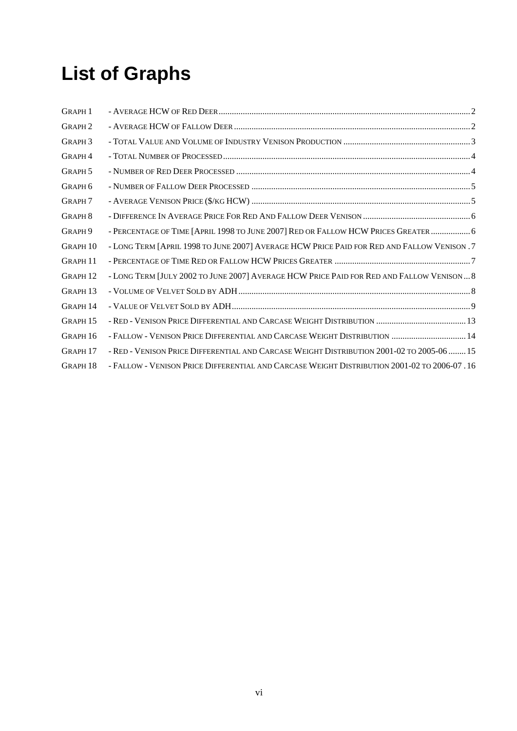# List of Graphs

| | | |
|---|---|---|
| Graph 1 | - Average HCW of Red Deer | 2 |
| Graph 2 | - Average HCW of Fallow Deer | 2 |
| Graph 3 | - Total Value and Volume of Industry Venison Production | 3 |
| Graph 4 | - Total Number of Processed | 4 |
| Graph 5 | - Number of Red Deer Processed | 4 |
| Graph 6 | - Number of Fallow Deer Processed | 5 |
| Graph 7 | - Average Venison Price ($/kg HCW) | 5 |
| Graph 8 | - Difference In Average Price For Red And Fallow Deer Venison | 6 |
| Graph 9 | - Percentage of Time [April 1998 to June 2007] Red or Fallow HCW Prices Greater | 6 |
| Graph 10 | - Long Term [April 1998 to June 2007] Average HCW Price Paid for Red and Fallow Venison | 7 |
| Graph 11 | - Percentage of Time Red or Fallow HCW Prices Greater | 7 |
| Graph 12 | - Long Term [July 2002 to June 2007] Average HCW Price Paid for Red and Fallow Venison | 8 |
| Graph 13 | - Volume of Velvet Sold by ADH | 8 |
| Graph 14 | - Value of Velvet Sold by ADH | 9 |
| Graph 15 | - Red - Venison Price Differential and Carcase Weight Distribution | 13 |
| Graph 16 | - Fallow - Venison Price Differential and Carcase Weight Distribution | 14 |
| Graph 17 | - Red - Venison Price Differential and Carcase Weight Distribution 2001-02 to 2005-06 | 15 |
| Graph 18 | - Fallow - Venison Price Differential and Carcase Weight Distribution 2001-02 to 2006-07 | 16 |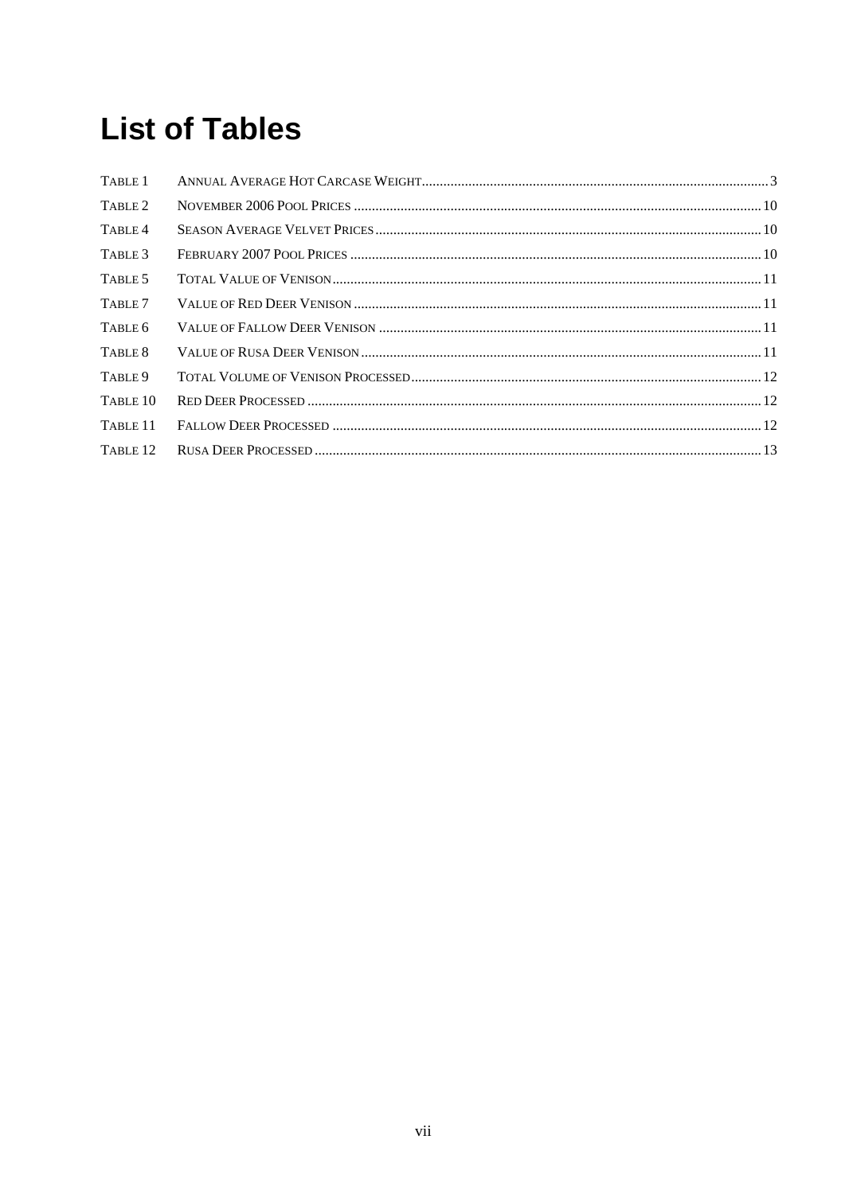# List of Tables

| | | |
|---|---|---|
| Table 1 | Annual Average Hot Carcase Weight | 3 |
| Table 2 | November 2006 Pool Prices | 10 |
| Table 4 | Season Average Velvet Prices | 10 |
| Table 3 | February 2007 Pool Prices | 10 |
| Table 5 | Total Value of Venison | 11 |
| Table 7 | Value of Red Deer Venison | 11 |
| Table 6 | Value of Fallow Deer Venison | 11 |
| Table 8 | Value of Rusa Deer Venison | 11 |
| Table 9 | Total Volume of Venison Processed | 12 |
| Table 10 | Red Deer Processed | 12 |
| Table 11 | Fallow Deer Processed | 12 |
| Table 12 | Rusa Deer Processed | 13 |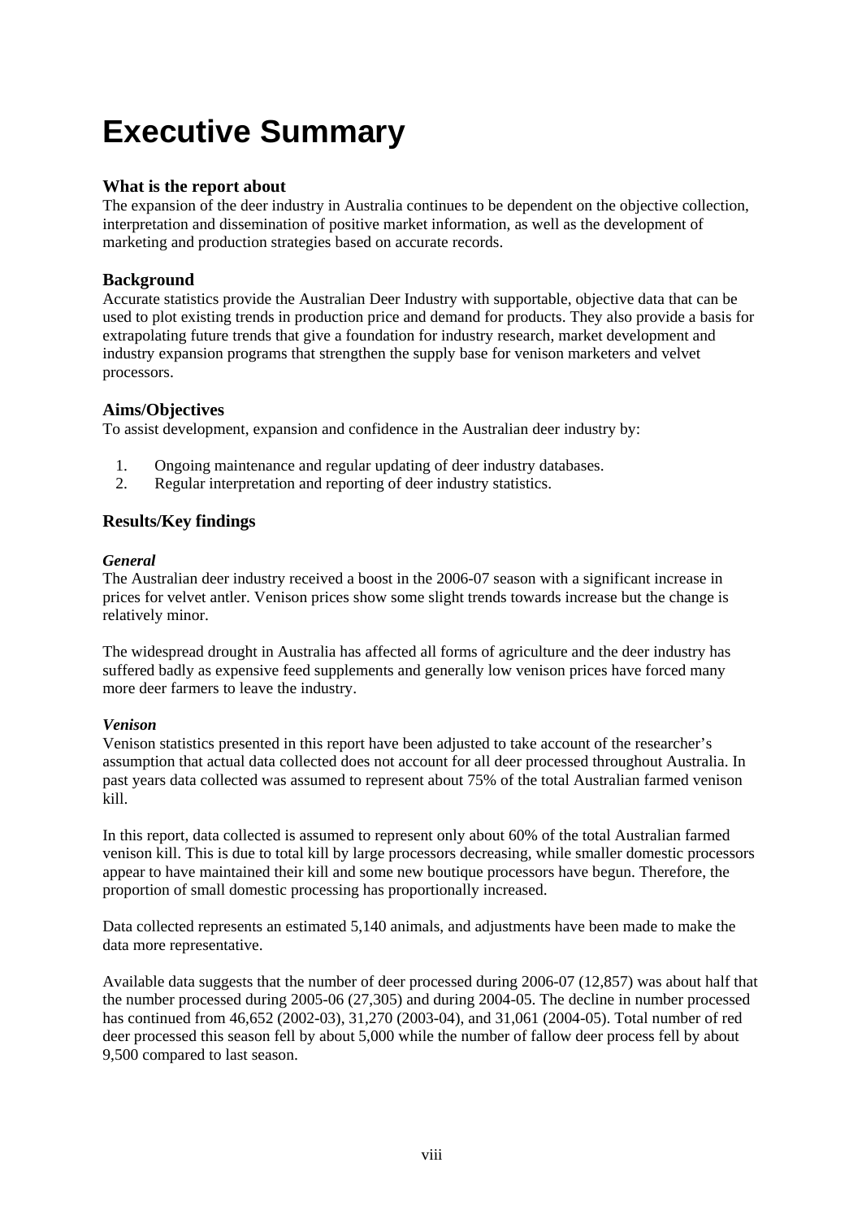# Executive Summary

### What is the report about

The expansion of the deer industry in Australia continues to be dependent on the objective collection, interpretation and dissemination of positive market information, as well as the development of marketing and production strategies based on accurate records.

### Background

Accurate statistics provide the Australian Deer Industry with supportable, objective data that can be used to plot existing trends in production price and demand for products. They also provide a basis for extrapolating future trends that give a foundation for industry research, market development and industry expansion programs that strengthen the supply base for venison marketers and velvet processors.

### Aims/Objectives

To assist development, expansion and confidence in the Australian deer industry by:

1. Ongoing maintenance and regular updating of deer industry databases.
2. Regular interpretation and reporting of deer industry statistics.

### Results/Key findings

#### *General*

The Australian deer industry received a boost in the 2006-07 season with a significant increase in prices for velvet antler. Venison prices show some slight trends towards increase but the change is relatively minor.

The widespread drought in Australia has affected all forms of agriculture and the deer industry has suffered badly as expensive feed supplements and generally low venison prices have forced many more deer farmers to leave the industry.

#### *Venison*

Venison statistics presented in this report have been adjusted to take account of the researcher's assumption that actual data collected does not account for all deer processed throughout Australia. In past years data collected was assumed to represent about 75% of the total Australian farmed venison kill.

In this report, data collected is assumed to represent only about 60% of the total Australian farmed venison kill. This is due to total kill by large processors decreasing, while smaller domestic processors appear to have maintained their kill and some new boutique processors have begun. Therefore, the proportion of small domestic processing has proportionally increased.

Data collected represents an estimated 5,140 animals, and adjustments have been made to make the data more representative.

Available data suggests that the number of deer processed during 2006-07 (12,857) was about half that the number processed during 2005-06 (27,305) and during 2004-05. The decline in number processed has continued from 46,652 (2002-03), 31,270 (2003-04), and 31,061 (2004-05). Total number of red deer processed this season fell by about 5,000 while the number of fallow deer process fell by about 9,500 compared to last season.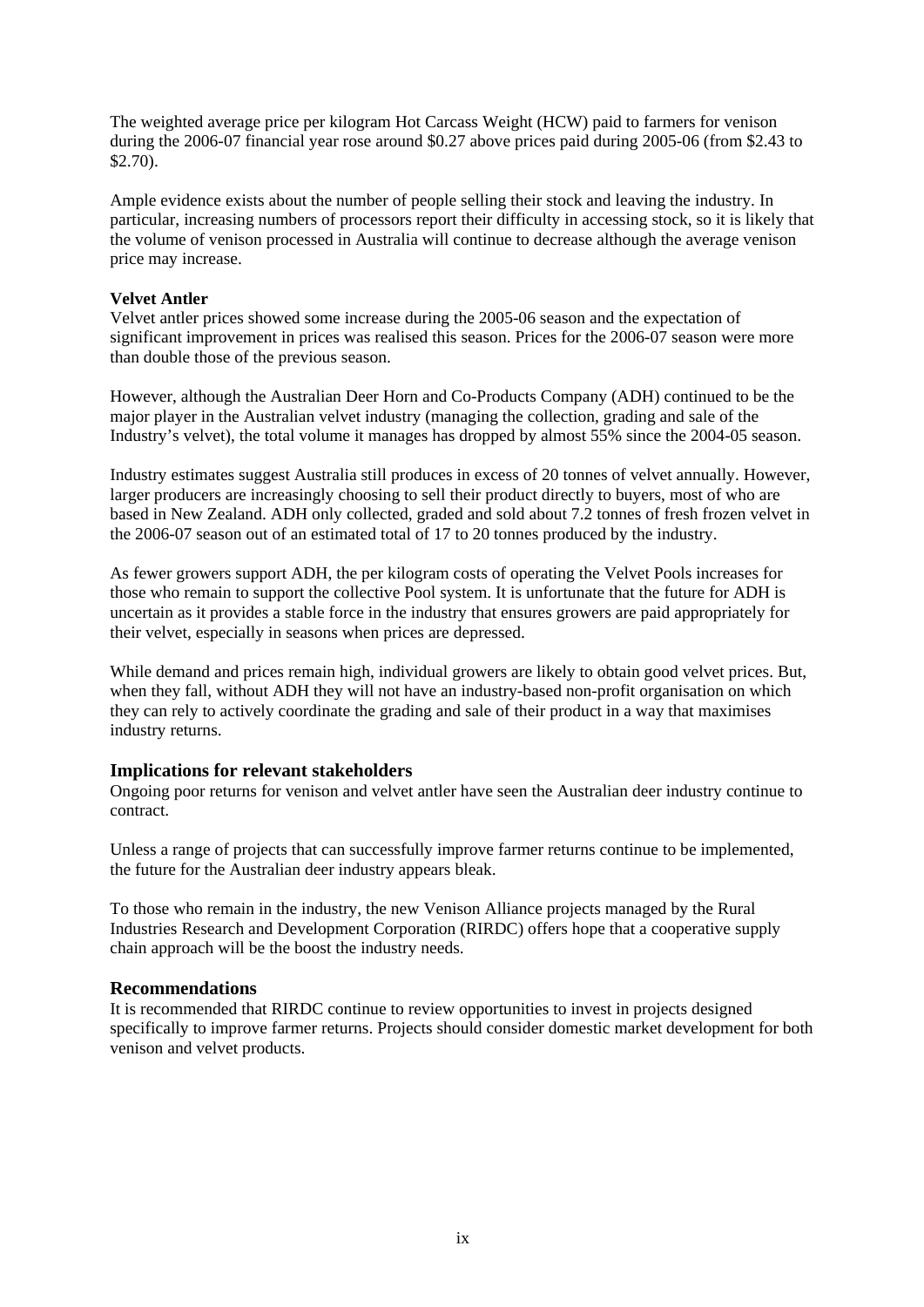The weighted average price per kilogram Hot Carcass Weight (HCW) paid to farmers for venison during the 2006-07 financial year rose around $0.27 above prices paid during 2005-06 (from $2.43 to $2.70).

Ample evidence exists about the number of people selling their stock and leaving the industry. In particular, increasing numbers of processors report their difficulty in accessing stock, so it is likely that the volume of venison processed in Australia will continue to decrease although the average venison price may increase.

**Velvet Antler**

Velvet antler prices showed some increase during the 2005-06 season and the expectation of significant improvement in prices was realised this season. Prices for the 2006-07 season were more than double those of the previous season.

However, although the Australian Deer Horn and Co-Products Company (ADH) continued to be the major player in the Australian velvet industry (managing the collection, grading and sale of the Industry's velvet), the total volume it manages has dropped by almost 55% since the 2004-05 season.

Industry estimates suggest Australia still produces in excess of 20 tonnes of velvet annually. However, larger producers are increasingly choosing to sell their product directly to buyers, most of who are based in New Zealand. ADH only collected, graded and sold about 7.2 tonnes of fresh frozen velvet in the 2006-07 season out of an estimated total of 17 to 20 tonnes produced by the industry.

As fewer growers support ADH, the per kilogram costs of operating the Velvet Pools increases for those who remain to support the collective Pool system. It is unfortunate that the future for ADH is uncertain as it provides a stable force in the industry that ensures growers are paid appropriately for their velvet, especially in seasons when prices are depressed.

While demand and prices remain high, individual growers are likely to obtain good velvet prices. But, when they fall, without ADH they will not have an industry-based non-profit organisation on which they can rely to actively coordinate the grading and sale of their product in a way that maximises industry returns.

## Implications for relevant stakeholders

Ongoing poor returns for venison and velvet antler have seen the Australian deer industry continue to contract.

Unless a range of projects that can successfully improve farmer returns continue to be implemented, the future for the Australian deer industry appears bleak.

To those who remain in the industry, the new Venison Alliance projects managed by the Rural Industries Research and Development Corporation (RIRDC) offers hope that a cooperative supply chain approach will be the boost the industry needs.

## Recommendations

It is recommended that RIRDC continue to review opportunities to invest in projects designed specifically to improve farmer returns. Projects should consider domestic market development for both venison and velvet products.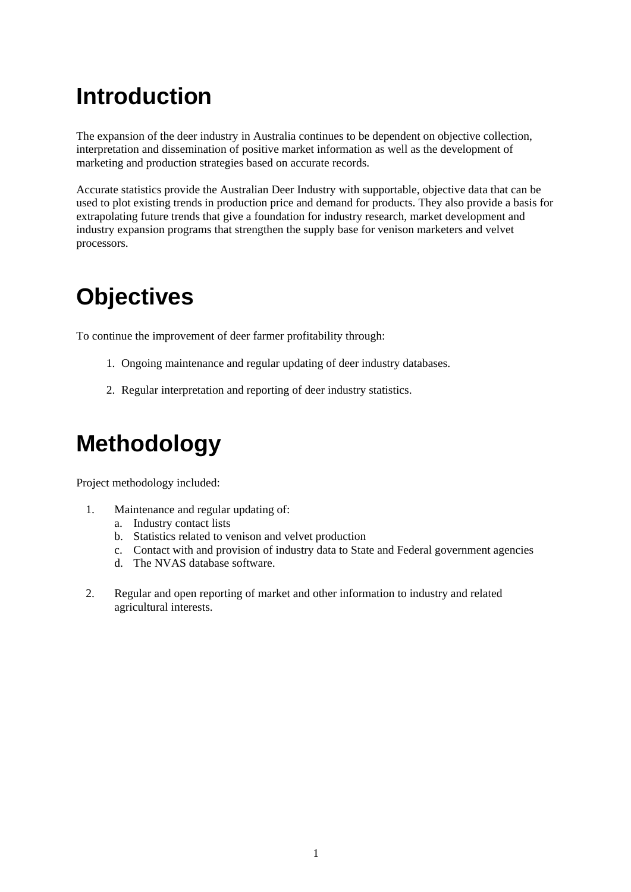# Introduction

The expansion of the deer industry in Australia continues to be dependent on objective collection, interpretation and dissemination of positive market information as well as the development of marketing and production strategies based on accurate records.

Accurate statistics provide the Australian Deer Industry with supportable, objective data that can be used to plot existing trends in production price and demand for products. They also provide a basis for extrapolating future trends that give a foundation for industry research, market development and industry expansion programs that strengthen the supply base for venison marketers and velvet processors.

# Objectives

To continue the improvement of deer farmer profitability through:

1. Ongoing maintenance and regular updating of deer industry databases.

2. Regular interpretation and reporting of deer industry statistics.

# Methodology

Project methodology included:

1. Maintenance and regular updating of:
   a. Industry contact lists
   b. Statistics related to venison and velvet production
   c. Contact with and provision of industry data to State and Federal government agencies
   d. The NVAS database software.

2. Regular and open reporting of market and other information to industry and related agricultural interests.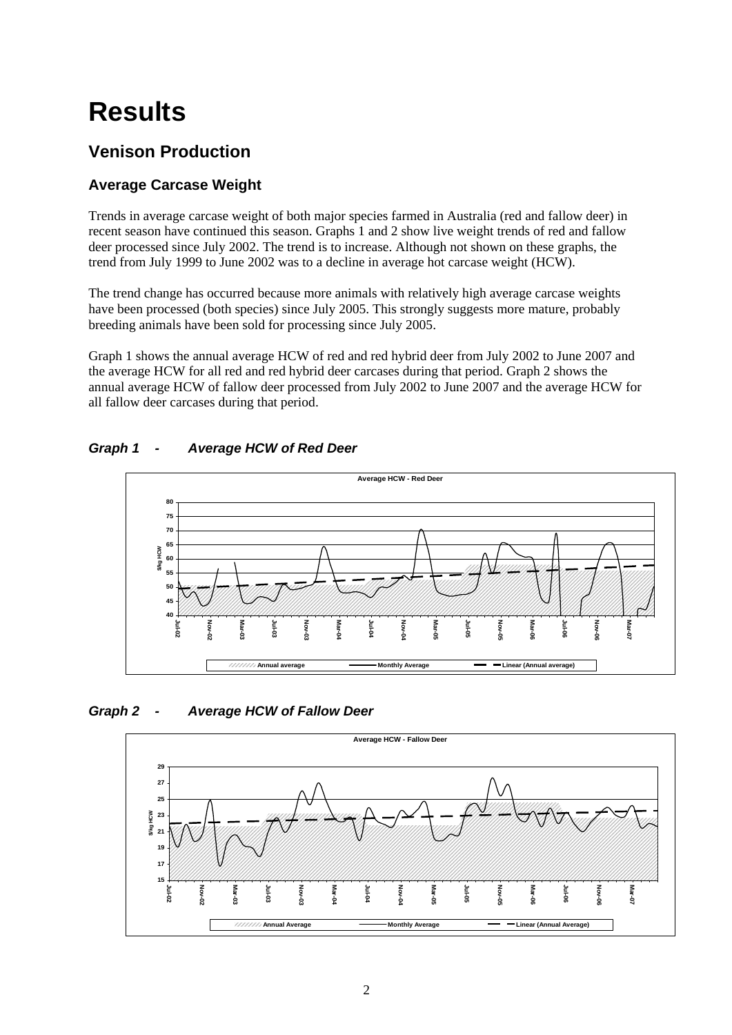# Results

## Venison Production

### Average Carcase Weight

Trends in average carcase weight of both major species farmed in Australia (red and fallow deer) in recent season have continued this season. Graphs 1 and 2 show live weight trends of red and fallow deer processed since July 2002. The trend is to increase. Although not shown on these graphs, the trend from July 1999 to June 2002 was to a decline in average hot carcase weight (HCW).

The trend change has occurred because more animals with relatively high average carcase weights have been processed (both species) since July 2005. This strongly suggests more mature, probably breeding animals have been sold for processing since July 2005.

Graph 1 shows the annual average HCW of red and red hybrid deer from July 2002 to June 2007 and the average HCW for all red and red hybrid deer carcases during that period. Graph 2 shows the annual average HCW of fallow deer processed from July 2002 to June 2007 and the average HCW for all fallow deer carcases during that period.

***Graph 1 - Average HCW of Red Deer***

***Graph 2 - Average HCW of Fallow Deer***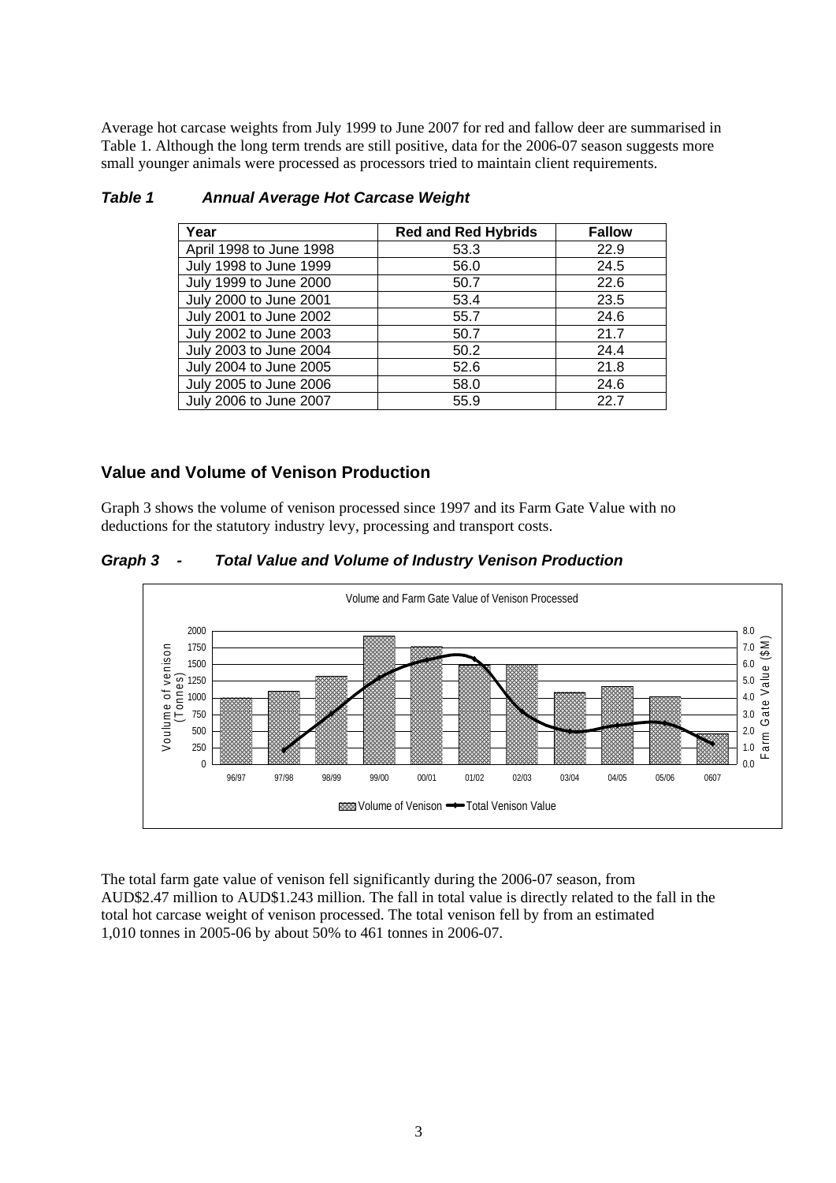Average hot carcase weights from July 1999 to June 2007 for red and fallow deer are summarised in Table 1. Although the long term trends are still positive, data for the 2006-07 season suggests more small younger animals were processed as processors tried to maintain client requirements.

***Table 1 Annual Average Hot Carcase Weight***

| Year | Red and Red Hybrids | Fallow |
|---|---|---|
| April 1998 to June 1998 | 53.3 | 22.9 |
| July 1998 to June 1999 | 56.0 | 24.5 |
| July 1999 to June 2000 | 50.7 | 22.6 |
| July 2000 to June 2001 | 53.4 | 23.5 |
| July 2001 to June 2002 | 55.7 | 24.6 |
| July 2002 to June 2003 | 50.7 | 21.7 |
| July 2003 to June 2004 | 50.2 | 24.4 |
| July 2004 to June 2005 | 52.6 | 21.8 |
| July 2005 to June 2006 | 58.0 | 24.6 |
| July 2006 to June 2007 | 55.9 | 22.7 |

## Value and Volume of Venison Production

Graph 3 shows the volume of venison processed since 1997 and its Farm Gate Value with no deductions for the statutory industry levy, processing and transport costs.

***Graph 3 - Total Value and Volume of Industry Venison Production***

Volume and Farm Gate Value of Venison Processed

Voulume of venison (Tonnes): 0, 250, 500, 750, 1000, 1250, 1500, 1750, 2000

Farm Gate Value ($M): 0.0, 1.0, 2.0, 3.0, 4.0, 5.0, 6.0, 7.0, 8.0

96/97, 97/98, 98/99, 99/00, 00/01, 01/02, 02/03, 03/04, 04/05, 05/06, 0607

Volume of Venison — Total Venison Value

The total farm gate value of venison fell significantly during the 2006-07 season, from AUD$2.47 million to AUD$1.243 million. The fall in total value is directly related to the fall in the total hot carcase weight of venison processed. The total venison fell by from an estimated 1,010 tonnes in 2005-06 by about 50% to 461 tonnes in 2006-07.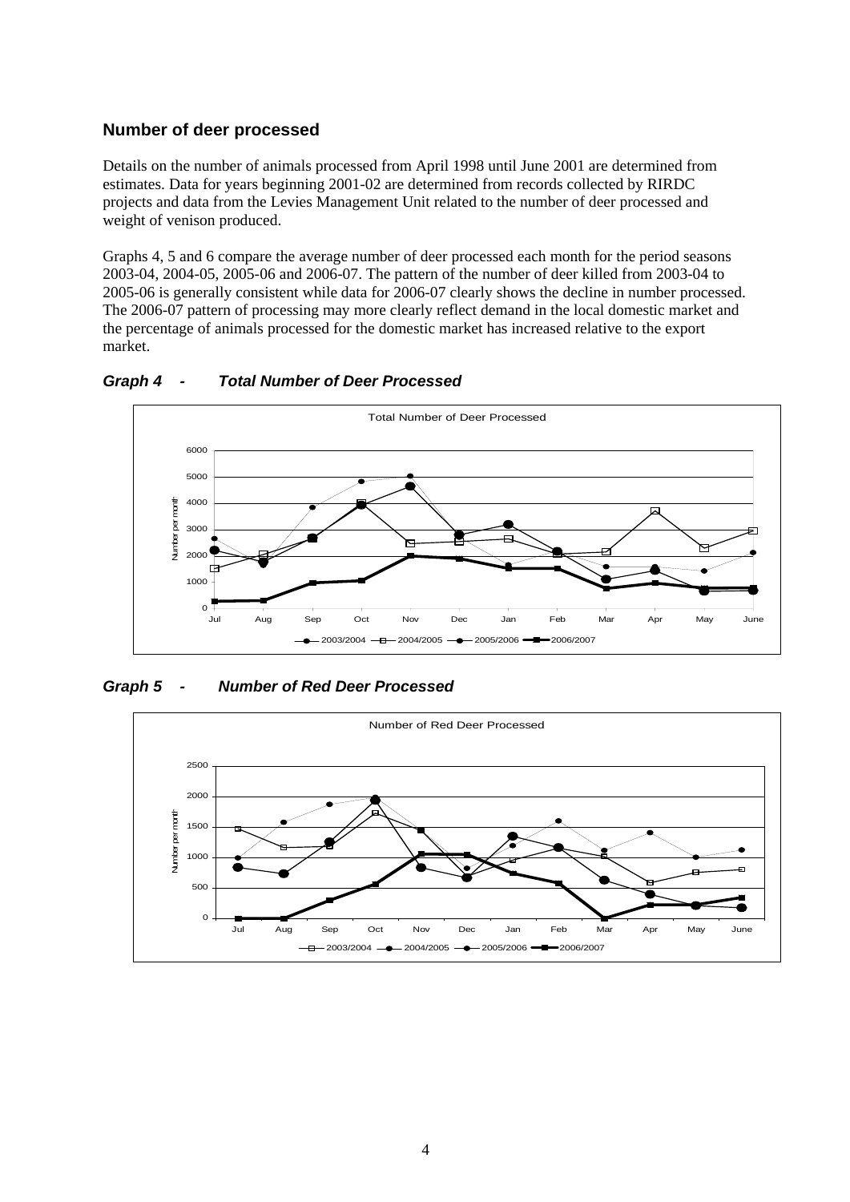## Number of deer processed

Details on the number of animals processed from April 1998 until June 2001 are determined from estimates. Data for years beginning 2001-02 are determined from records collected by RIRDC projects and data from the Levies Management Unit related to the number of deer processed and weight of venison produced.

Graphs 4, 5 and 6 compare the average number of deer processed each month for the period seasons 2003-04, 2004-05, 2005-06 and 2006-07. The pattern of the number of deer killed from 2003-04 to 2005-06 is generally consistent while data for 2006-07 clearly shows the decline in number processed. The 2006-07 pattern of processing may more clearly reflect demand in the local domestic market and the percentage of animals processed for the domestic market has increased relative to the export market.

***Graph 4 - Total Number of Deer Processed***

***Graph 5 - Number of Red Deer Processed***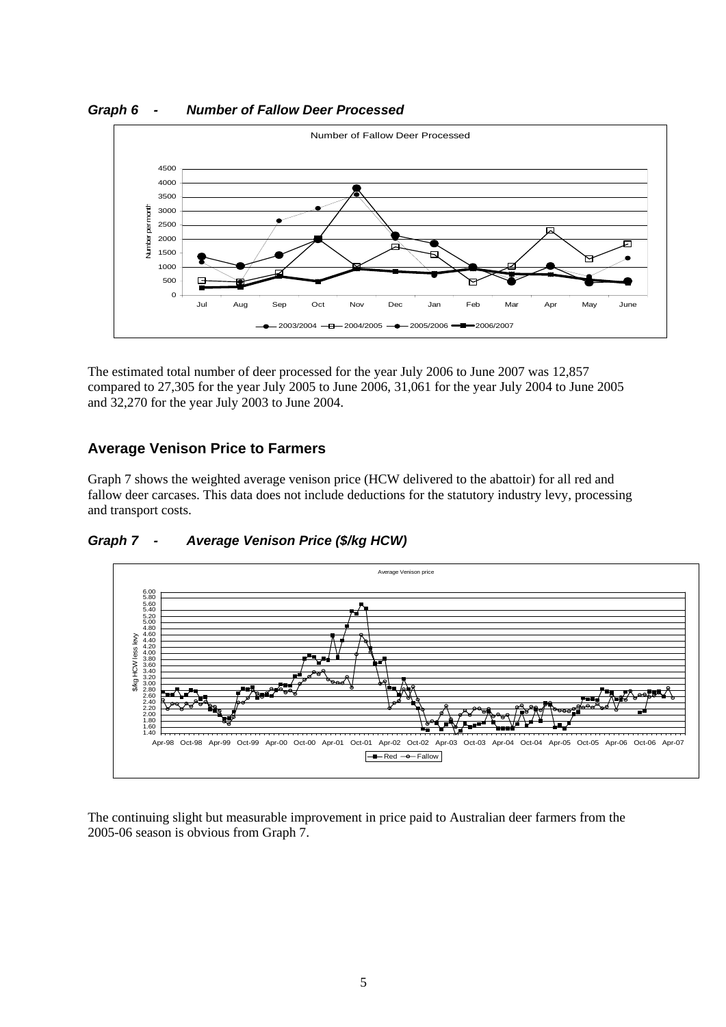### *Graph 6 - Number of Fallow Deer Processed*

The estimated total number of deer processed for the year July 2006 to June 2007 was 12,857 compared to 27,305 for the year July 2005 to June 2006, 31,061 for the year July 2004 to June 2005 and 32,270 for the year July 2003 to June 2004.

## Average Venison Price to Farmers

Graph 7 shows the weighted average venison price (HCW delivered to the abattoir) for all red and fallow deer carcases. This data does not include deductions for the statutory industry levy, processing and transport costs.

### *Graph 7 - Average Venison Price ($/kg HCW)*

The continuing slight but measurable improvement in price paid to Australian deer farmers from the 2005-06 season is obvious from Graph 7.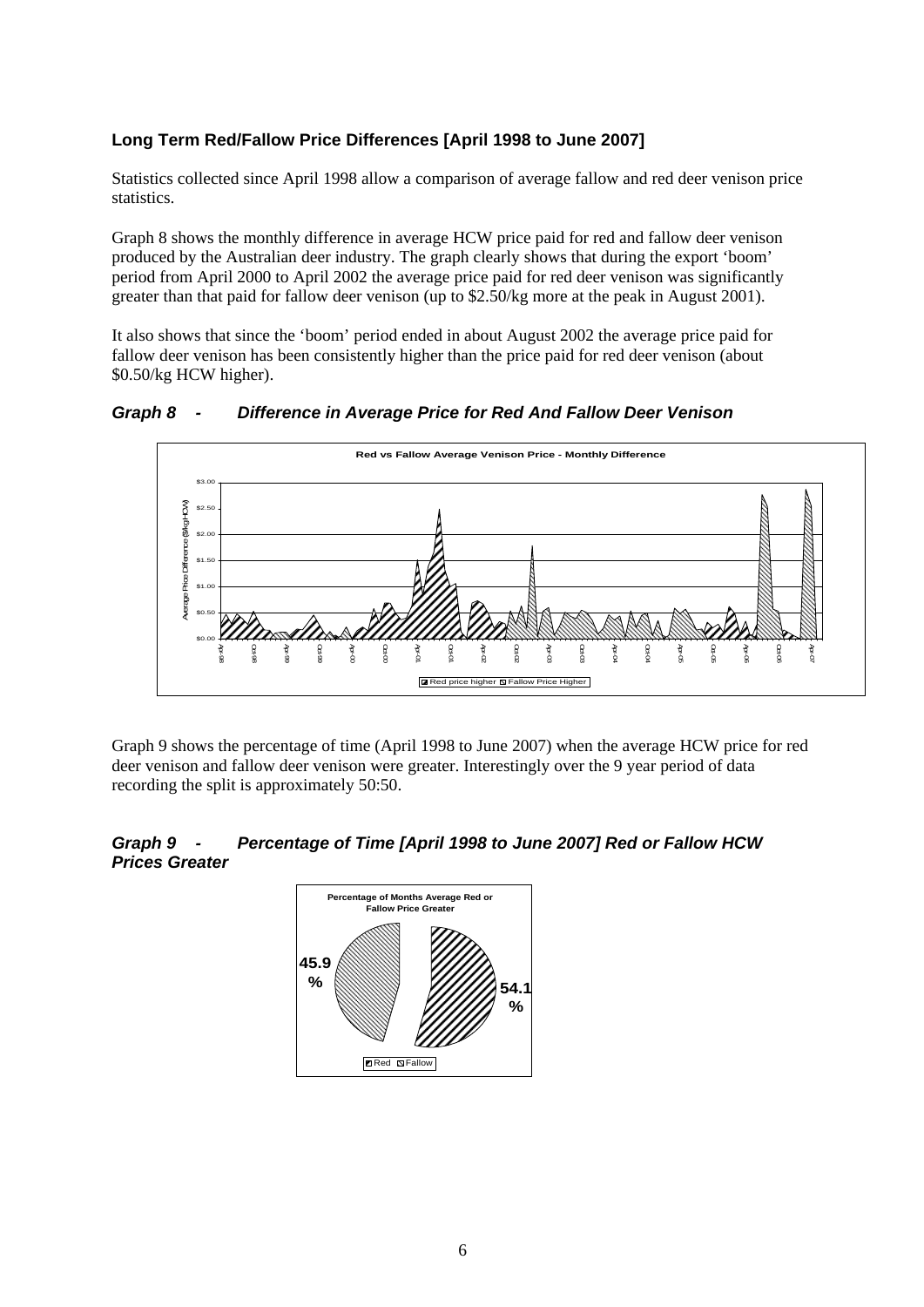**Long Term Red/Fallow Price Differences [April 1998 to June 2007]**

Statistics collected since April 1998 allow a comparison of average fallow and red deer venison price statistics.

Graph 8 shows the monthly difference in average HCW price paid for red and fallow deer venison produced by the Australian deer industry. The graph clearly shows that during the export 'boom' period from April 2000 to April 2002 the average price paid for red deer venison was significantly greater than that paid for fallow deer venison (up to $2.50/kg more at the peak in August 2001).

It also shows that since the 'boom' period ended in about August 2002 the average price paid for fallow deer venison has been consistently higher than the price paid for red deer venison (about $0.50/kg HCW higher).

***Graph 8 - Difference in Average Price for Red And Fallow Deer Venison***

Graph 9 shows the percentage of time (April 1998 to June 2007) when the average HCW price for red deer venison and fallow deer venison were greater. Interestingly over the 9 year period of data recording the split is approximately 50:50.

***Graph 9 - Percentage of Time [April 1998 to June 2007] Red or Fallow HCW Prices Greater***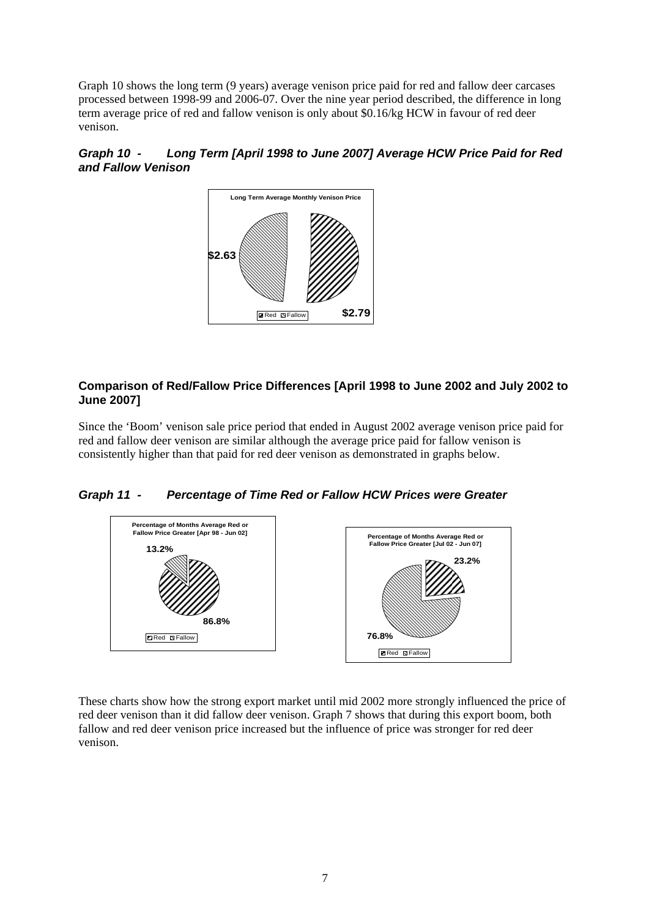Graph 10 shows the long term (9 years) average venison price paid for red and fallow deer carcases processed between 1998-99 and 2006-07. Over the nine year period described, the difference in long term average price of red and fallow venison is only about $0.16/kg HCW in favour of red deer venison.

***Graph 10 - Long Term [April 1998 to June 2007] Average HCW Price Paid for Red and Fallow Venison***

Long Term Average Monthly Venison Price

$2.63

$2.79

Red Fallow

### Comparison of Red/Fallow Price Differences [April 1998 to June 2002 and July 2002 to June 2007]

Since the 'Boom' venison sale price period that ended in August 2002 average venison price paid for red and fallow deer venison are similar although the average price paid for fallow venison is consistently higher than that paid for red deer venison as demonstrated in graphs below.

***Graph 11 - Percentage of Time Red or Fallow HCW Prices were Greater***

Percentage of Months Average Red or Fallow Price Greater [Apr 98 - Jun 02]

13.2%

86.8%

Red Fallow

Percentage of Months Average Red or Fallow Price Greater [Jul 02 - Jun 07]

23.2%

76.8%

Red Fallow

These charts show how the strong export market until mid 2002 more strongly influenced the price of red deer venison than it did fallow deer venison. Graph 7 shows that during this export boom, both fallow and red deer venison price increased but the influence of price was stronger for red deer venison.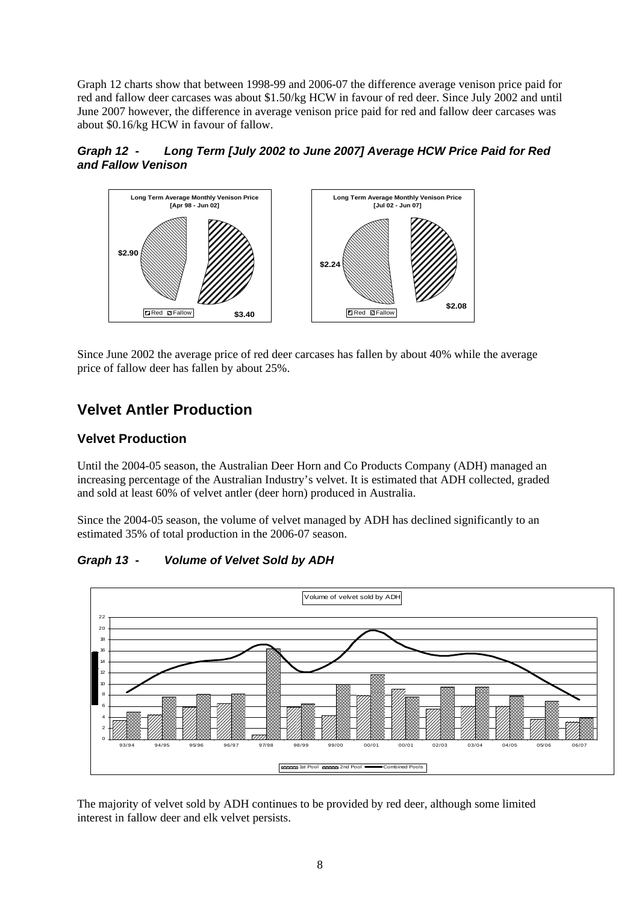Graph 12 charts show that between 1998-99 and 2006-07 the difference average venison price paid for red and fallow deer carcases was about $1.50/kg HCW in favour of red deer. Since July 2002 and until June 2007 however, the difference in average venison price paid for red and fallow deer carcases was about $0.16/kg HCW in favour of fallow.

***Graph 12 - Long Term [July 2002 to June 2007] Average HCW Price Paid for Red and Fallow Venison***

Since June 2002 the average price of red deer carcases has fallen by about 40% while the average price of fallow deer has fallen by about 25%.

# Velvet Antler Production

## Velvet Production

Until the 2004-05 season, the Australian Deer Horn and Co Products Company (ADH) managed an increasing percentage of the Australian Industry's velvet. It is estimated that ADH collected, graded and sold at least 60% of velvet antler (deer horn) produced in Australia.

Since the 2004-05 season, the volume of velvet managed by ADH has declined significantly to an estimated 35% of total production in the 2006-07 season.

***Graph 13 - Volume of Velvet Sold by ADH***

The majority of velvet sold by ADH continues to be provided by red deer, although some limited interest in fallow deer and elk velvet persists.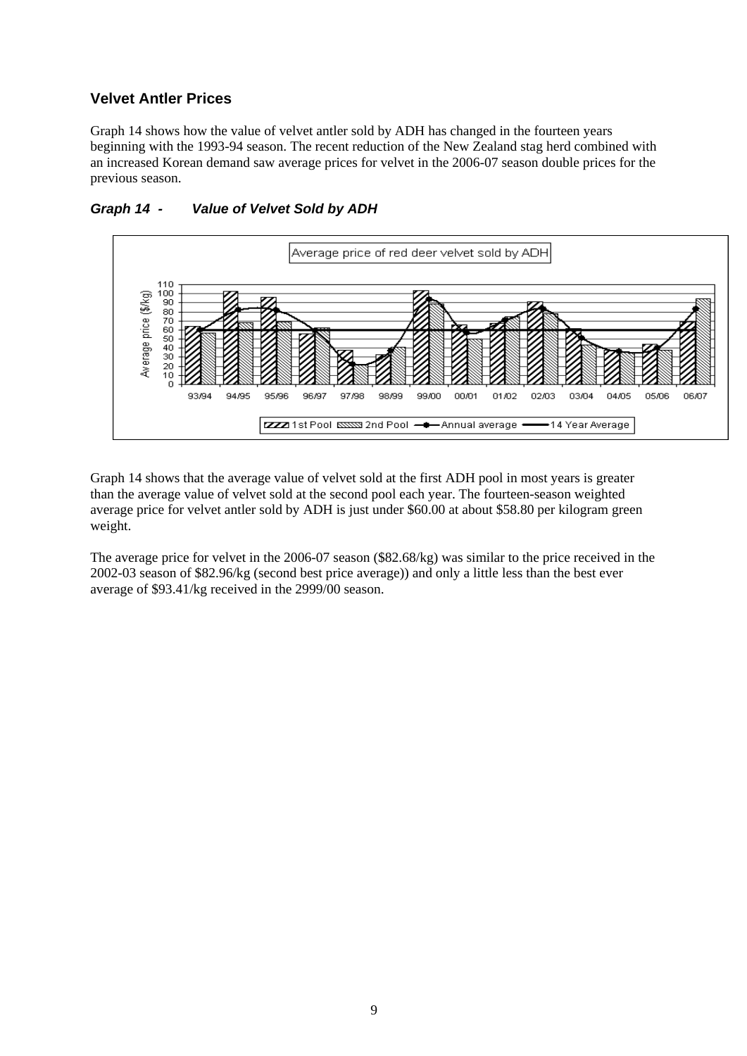## Velvet Antler Prices

Graph 14 shows how the value of velvet antler sold by ADH has changed in the fourteen years beginning with the 1993-94 season. The recent reduction of the New Zealand stag herd combined with an increased Korean demand saw average prices for velvet in the 2006-07 season double prices for the previous season.

### *Graph 14 - Value of Velvet Sold by ADH*

Graph 14 shows that the average value of velvet sold at the first ADH pool in most years is greater than the average value of velvet sold at the second pool each year. The fourteen-season weighted average price for velvet antler sold by ADH is just under \$60.00 at about \$58.80 per kilogram green weight.

The average price for velvet in the 2006-07 season (\$82.68/kg) was similar to the price received in the 2002-03 season of \$82.96/kg (second best price average)) and only a little less than the best ever average of \$93.41/kg received in the 2999/00 season.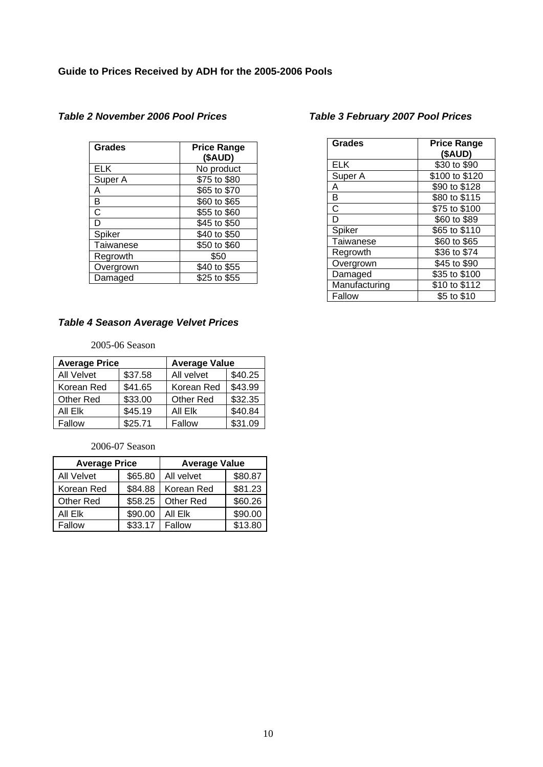**Guide to Prices Received by ADH for the 2005-2006 Pools**

***Table 2 November 2006 Pool Prices***

| Grades | Price Range ($AUD) |
|---|---|
| ELK | No product |
| Super A | $75 to $80 |
| A | $65 to $70 |
| B | $60 to $65 |
| C | $55 to $60 |
| D | $45 to $50 |
| Spiker | $40 to $50 |
| Taiwanese | $50 to $60 |
| Regrowth | $50 |
| Overgrown | $40 to $55 |
| Damaged | $25 to $55 |

***Table 3 February 2007 Pool Prices***

| Grades | Price Range ($AUD) |
|---|---|
| ELK | $30 to $90 |
| Super A | $100 to $120 |
| A | $90 to $128 |
| B | $80 to $115 |
| C | $75 to $100 |
| D | $60 to $89 |
| Spiker | $65 to $110 |
| Taiwanese | $60 to $65 |
| Regrowth | $36 to $74 |
| Overgrown | $45 to $90 |
| Damaged | $35 to $100 |
| Manufacturing | $10 to $112 |
| Fallow | $5 to $10 |

***Table 4 Season Average Velvet Prices***

2005-06 Season

| Average Price | | Average Value | |
|---|---|---|---|
| All Velvet | $37.58 | All velvet | $40.25 |
| Korean Red | $41.65 | Korean Red | $43.99 |
| Other Red | $33.00 | Other Red | $32.35 |
| All Elk | $45.19 | All Elk | $40.84 |
| Fallow | $25.71 | Fallow | $31.09 |

2006-07 Season

| Average Price | | Average Value | |
|---|---|---|---|
| All Velvet | $65.80 | All velvet | $80.87 |
| Korean Red | $84.88 | Korean Red | $81.23 |
| Other Red | $58.25 | Other Red | $60.26 |
| All Elk | $90.00 | All Elk | $90.00 |
| Fallow | $33.17 | Fallow | $13.80 |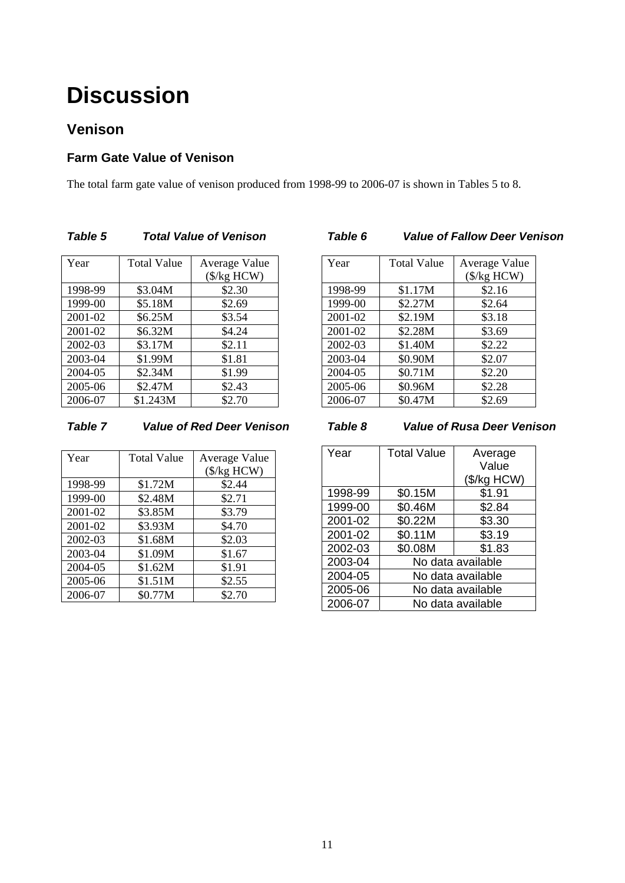# Discussion

## Venison

### Farm Gate Value of Venison

The total farm gate value of venison produced from 1998-99 to 2006-07 is shown in Tables 5 to 8.

***Table 5 Total Value of Venison***

| Year | Total Value | Average Value ($/kg HCW) |
|---|---|---|
| 1998-99 | $3.04M | $2.30 |
| 1999-00 | $5.18M | $2.69 |
| 2001-02 | $6.25M | $3.54 |
| 2001-02 | $6.32M | $4.24 |
| 2002-03 | $3.17M | $2.11 |
| 2003-04 | $1.99M | $1.81 |
| 2004-05 | $2.34M | $1.99 |
| 2005-06 | $2.47M | $2.43 |
| 2006-07 | $1.243M | $2.70 |

***Table 6 Value of Fallow Deer Venison***

| Year | Total Value | Average Value ($/kg HCW) |
|---|---|---|
| 1998-99 | $1.17M | $2.16 |
| 1999-00 | $2.27M | $2.64 |
| 2001-02 | $2.19M | $3.18 |
| 2001-02 | $2.28M | $3.69 |
| 2002-03 | $1.40M | $2.22 |
| 2003-04 | $0.90M | $2.07 |
| 2004-05 | $0.71M | $2.20 |
| 2005-06 | $0.96M | $2.28 |
| 2006-07 | $0.47M | $2.69 |

***Table 7 Value of Red Deer Venison***

| Year | Total Value | Average Value ($/kg HCW) |
|---|---|---|
| 1998-99 | $1.72M | $2.44 |
| 1999-00 | $2.48M | $2.71 |
| 2001-02 | $3.85M | $3.79 |
| 2001-02 | $3.93M | $4.70 |
| 2002-03 | $1.68M | $2.03 |
| 2003-04 | $1.09M | $1.67 |
| 2004-05 | $1.62M | $1.91 |
| 2005-06 | $1.51M | $2.55 |
| 2006-07 | $0.77M | $2.70 |

***Table 8 Value of Rusa Deer Venison***

| Year | Total Value | Average Value ($/kg HCW) |
|---|---|---|
| 1998-99 | $0.15M | $1.91 |
| 1999-00 | $0.46M | $2.84 |
| 2001-02 | $0.22M | $3.30 |
| 2001-02 | $0.11M | $3.19 |
| 2002-03 | $0.08M | $1.83 |
| 2003-04 | No data available | |
| 2004-05 | No data available | |
| 2005-06 | No data available | |
| 2006-07 | No data available | |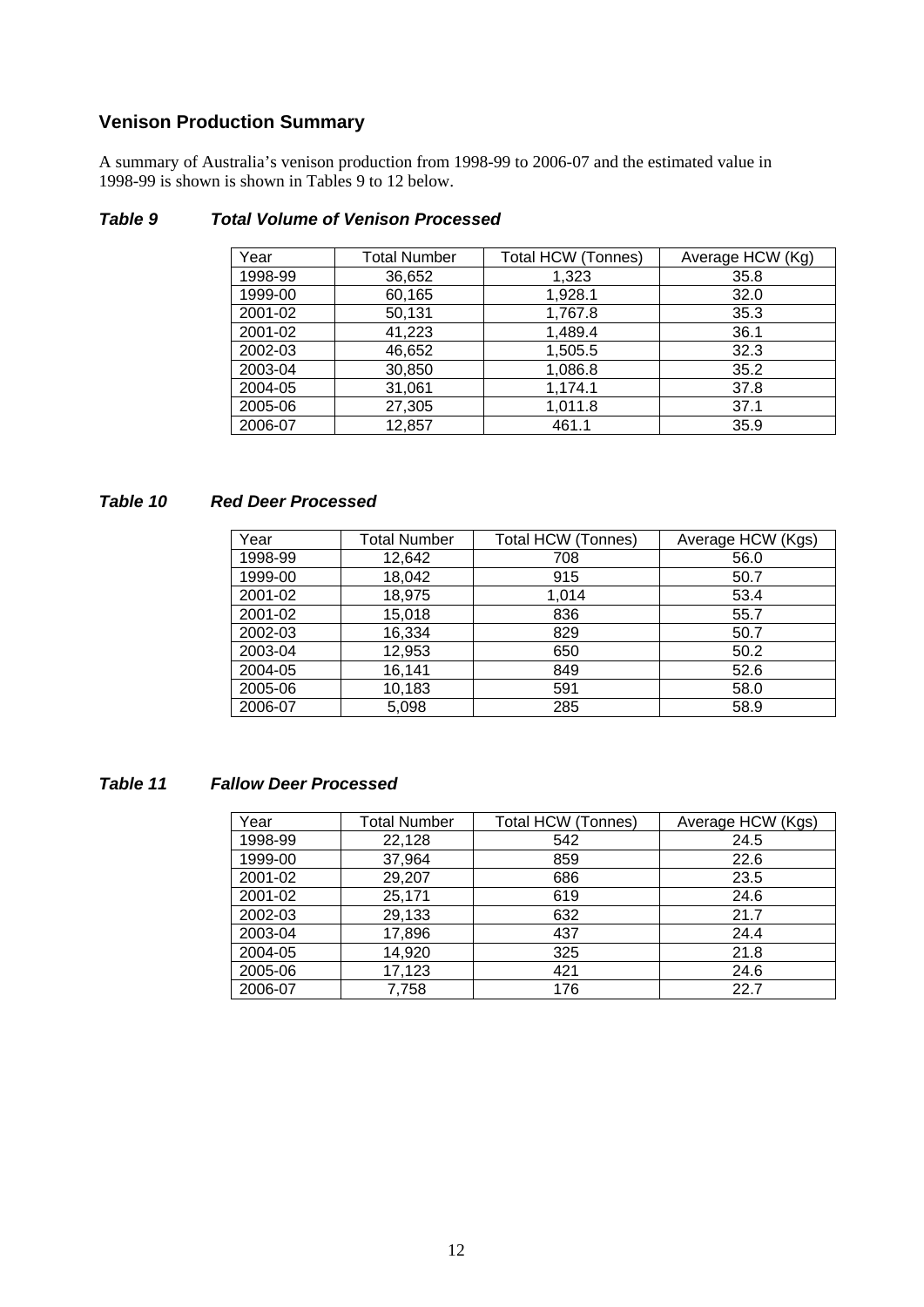## Venison Production Summary

A summary of Australia's venison production from 1998-99 to 2006-07 and the estimated value in 1998-99 is shown is shown in Tables 9 to 12 below.

### *Table 9 Total Volume of Venison Processed*

| Year | Total Number | Total HCW (Tonnes) | Average HCW (Kg) |
|---|---|---|---|
| 1998-99 | 36,652 | 1,323 | 35.8 |
| 1999-00 | 60,165 | 1,928.1 | 32.0 |
| 2001-02 | 50,131 | 1,767.8 | 35.3 |
| 2001-02 | 41,223 | 1,489.4 | 36.1 |
| 2002-03 | 46,652 | 1,505.5 | 32.3 |
| 2003-04 | 30,850 | 1,086.8 | 35.2 |
| 2004-05 | 31,061 | 1,174.1 | 37.8 |
| 2005-06 | 27,305 | 1,011.8 | 37.1 |
| 2006-07 | 12,857 | 461.1 | 35.9 |

### *Table 10 Red Deer Processed*

| Year | Total Number | Total HCW (Tonnes) | Average HCW (Kgs) |
|---|---|---|---|
| 1998-99 | 12,642 | 708 | 56.0 |
| 1999-00 | 18,042 | 915 | 50.7 |
| 2001-02 | 18,975 | 1,014 | 53.4 |
| 2001-02 | 15,018 | 836 | 55.7 |
| 2002-03 | 16,334 | 829 | 50.7 |
| 2003-04 | 12,953 | 650 | 50.2 |
| 2004-05 | 16,141 | 849 | 52.6 |
| 2005-06 | 10,183 | 591 | 58.0 |
| 2006-07 | 5,098 | 285 | 58.9 |

### *Table 11 Fallow Deer Processed*

| Year | Total Number | Total HCW (Tonnes) | Average HCW (Kgs) |
|---|---|---|---|
| 1998-99 | 22,128 | 542 | 24.5 |
| 1999-00 | 37,964 | 859 | 22.6 |
| 2001-02 | 29,207 | 686 | 23.5 |
| 2001-02 | 25,171 | 619 | 24.6 |
| 2002-03 | 29,133 | 632 | 21.7 |
| 2003-04 | 17,896 | 437 | 24.4 |
| 2004-05 | 14,920 | 325 | 21.8 |
| 2005-06 | 17,123 | 421 | 24.6 |
| 2006-07 | 7,758 | 176 | 22.7 |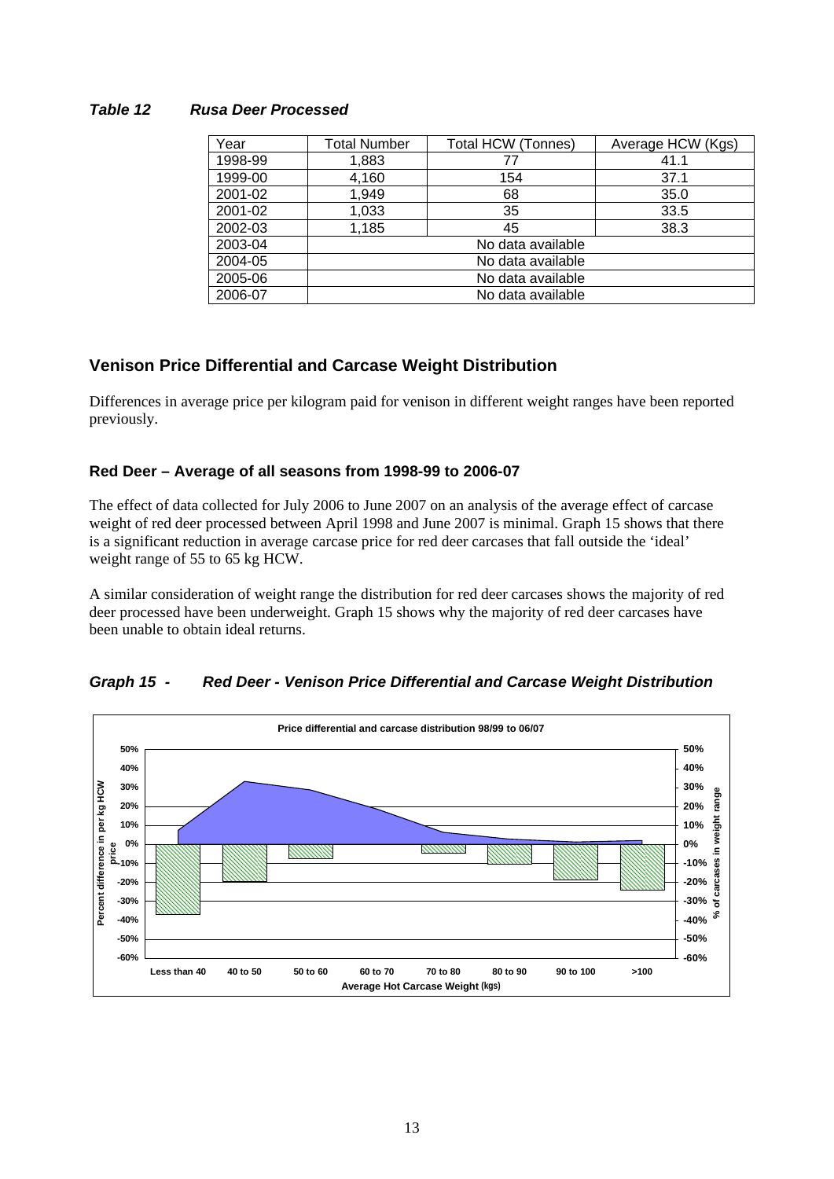***Table 12 Rusa Deer Processed***

| Year | Total Number | Total HCW (Tonnes) | Average HCW (Kgs) |
|---|---|---|---|
| 1998-99 | 1,883 | 77 | 41.1 |
| 1999-00 | 4,160 | 154 | 37.1 |
| 2001-02 | 1,949 | 68 | 35.0 |
| 2001-02 | 1,033 | 35 | 33.5 |
| 2002-03 | 1,185 | 45 | 38.3 |
| 2003-04 | No data available | | |
| 2004-05 | No data available | | |
| 2005-06 | No data available | | |
| 2006-07 | No data available | | |

## Venison Price Differential and Carcase Weight Distribution

Differences in average price per kilogram paid for venison in different weight ranges have been reported previously.

### Red Deer – Average of all seasons from 1998-99 to 2006-07

The effect of data collected for July 2006 to June 2007 on an analysis of the average effect of carcase weight of red deer processed between April 1998 and June 2007 is minimal. Graph 15 shows that there is a significant reduction in average carcase price for red deer carcases that fall outside the 'ideal' weight range of 55 to 65 kg HCW.

A similar consideration of weight range the distribution for red deer carcases shows the majority of red deer processed have been underweight. Graph 15 shows why the majority of red deer carcases have been unable to obtain ideal returns.

***Graph 15 - Red Deer - Venison Price Differential and Carcase Weight Distribution***

Price differential and carcase distribution 98/99 to 06/07

Percent difference in per kg HCW price; % of carcases in weight range; Average Hot Carcase Weight (kgs): Less than 40, 40 to 50, 50 to 60, 60 to 70, 70 to 80, 80 to 90, 90 to 100, >100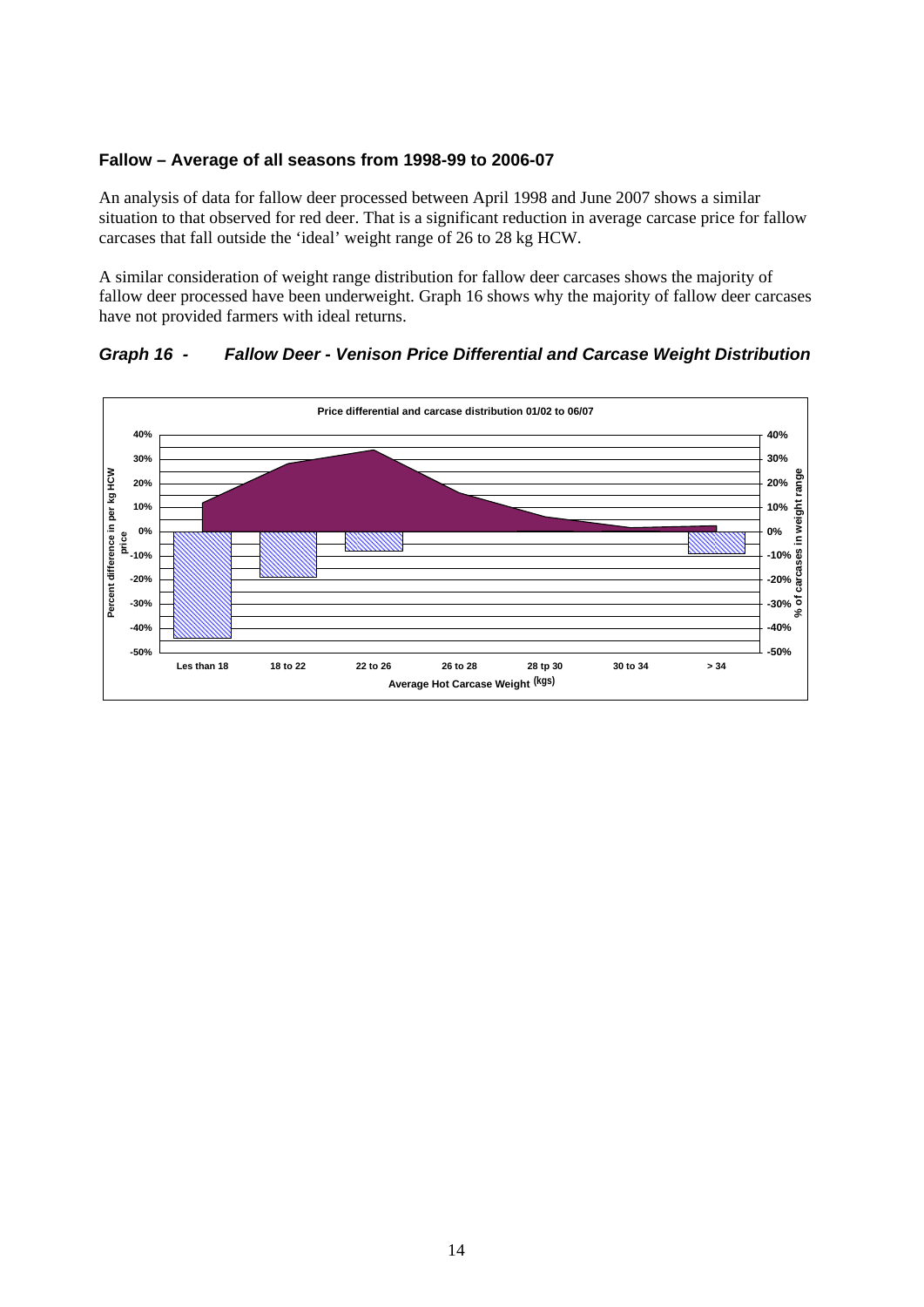### Fallow – Average of all seasons from 1998-99 to 2006-07

An analysis of data for fallow deer processed between April 1998 and June 2007 shows a similar situation to that observed for red deer. That is a significant reduction in average carcase price for fallow carcases that fall outside the 'ideal' weight range of 26 to 28 kg HCW.

A similar consideration of weight range distribution for fallow deer carcases shows the majority of fallow deer processed have been underweight. Graph 16 shows why the majority of fallow deer carcases have not provided farmers with ideal returns.

***Graph 16 - Fallow Deer - Venison Price Differential and Carcase Weight Distribution***

Price differential and carcase distribution 01/02 to 06/07

Percent difference in per kg HCW price

% of carcases in weight range

40%, 30%, 20%, 10%, 0%, -10%, -20%, -30%, -40%, -50%

Les than 18 | 18 to 22 | 22 to 26 | 26 to 28 | 28 tp 30 | 30 to 34 | > 34

Average Hot Carcase Weight (kgs)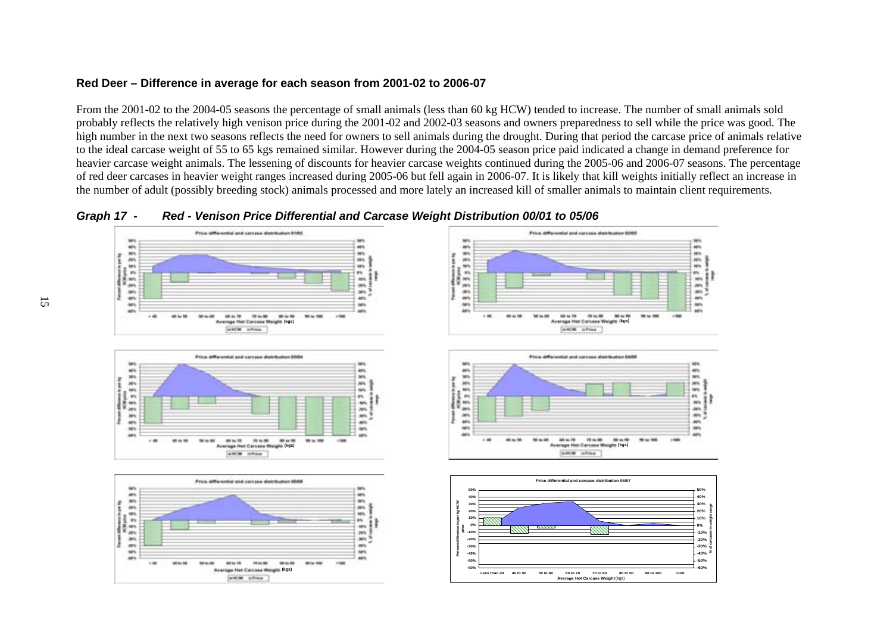### Red Deer – Difference in average for each season from 2001-02 to 2006-07

From the 2001-02 to the 2004-05 seasons the percentage of small animals (less than 60 kg HCW) tended to increase. The number of small animals sold probably reflects the relatively high venison price during the 2001-02 and 2002-03 seasons and owners preparedness to sell while the price was good. The high number in the next two seasons reflects the need for owners to sell animals during the drought. During that period the carcase price of animals relative to the ideal carcase weight of 55 to 65 kgs remained similar. However during the 2004-05 season price paid indicated a change in demand preference for heavier carcase weight animals. The lessening of discounts for heavier carcase weights continued during the 2005-06 and 2006-07 seasons. The percentage of red deer carcases in heavier weight ranges increased during 2005-06 but fell again in 2006-07. It is likely that kill weights initially reflect an increase in the number of adult (possibly breeding stock) animals processed and more lately an increased kill of smaller animals to maintain client requirements.

***Graph 17 - Red - Venison Price Differential and Carcase Weight Distribution 00/01 to 05/06***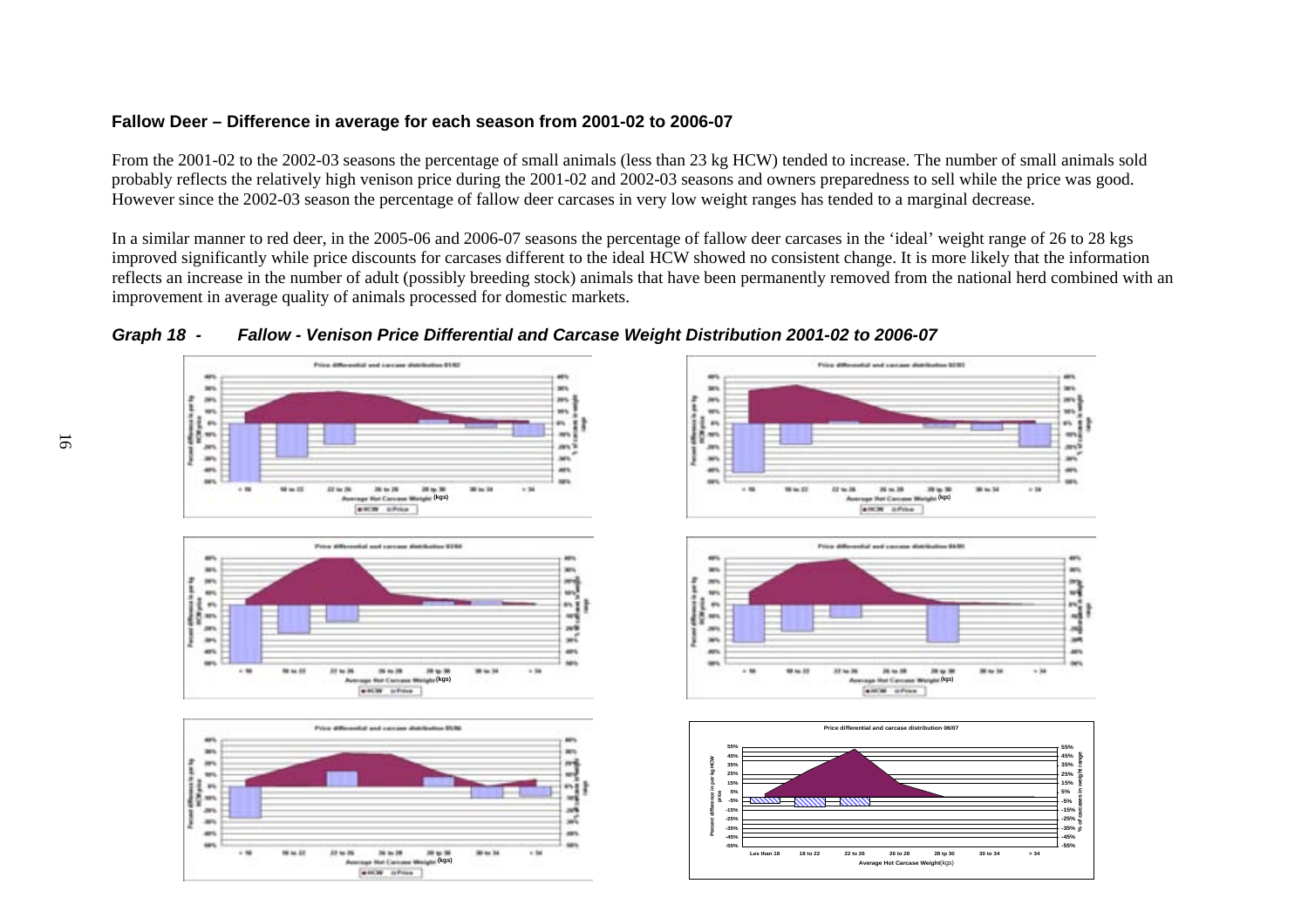**Fallow Deer – Difference in average for each season from 2001-02 to 2006-07**

From the 2001-02 to the 2002-03 seasons the percentage of small animals (less than 23 kg HCW) tended to increase. The number of small animals sold probably reflects the relatively high venison price during the 2001-02 and 2002-03 seasons and owners preparedness to sell while the price was good. However since the 2002-03 season the percentage of fallow deer carcases in very low weight ranges has tended to a marginal decrease.

In a similar manner to red deer, in the 2005-06 and 2006-07 seasons the percentage of fallow deer carcases in the 'ideal' weight range of 26 to 28 kgs improved significantly while price discounts for carcases different to the ideal HCW showed no consistent change. It is more likely that the information reflects an increase in the number of adult (possibly breeding stock) animals that have been permanently removed from the national herd combined with an improvement in average quality of animals processed for domestic markets.

***Graph 18 - Fallow - Venison Price Differential and Carcase Weight Distribution 2001-02 to 2006-07***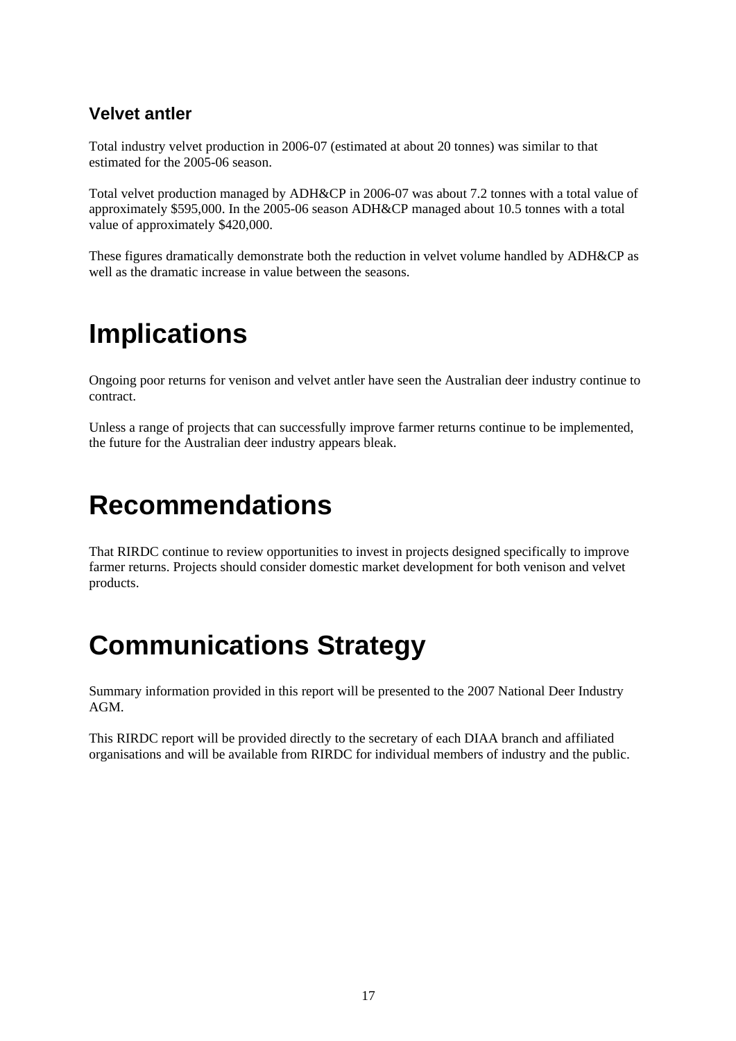### Velvet antler

Total industry velvet production in 2006-07 (estimated at about 20 tonnes) was similar to that estimated for the 2005-06 season.

Total velvet production managed by ADH&CP in 2006-07 was about 7.2 tonnes with a total value of approximately $595,000. In the 2005-06 season ADH&CP managed about 10.5 tonnes with a total value of approximately $420,000.

These figures dramatically demonstrate both the reduction in velvet volume handled by ADH&CP as well as the dramatic increase in value between the seasons.

# Implications

Ongoing poor returns for venison and velvet antler have seen the Australian deer industry continue to contract.

Unless a range of projects that can successfully improve farmer returns continue to be implemented, the future for the Australian deer industry appears bleak.

# Recommendations

That RIRDC continue to review opportunities to invest in projects designed specifically to improve farmer returns. Projects should consider domestic market development for both venison and velvet products.

# Communications Strategy

Summary information provided in this report will be presented to the 2007 National Deer Industry AGM.

This RIRDC report will be provided directly to the secretary of each DIAA branch and affiliated organisations and will be available from RIRDC for individual members of industry and the public.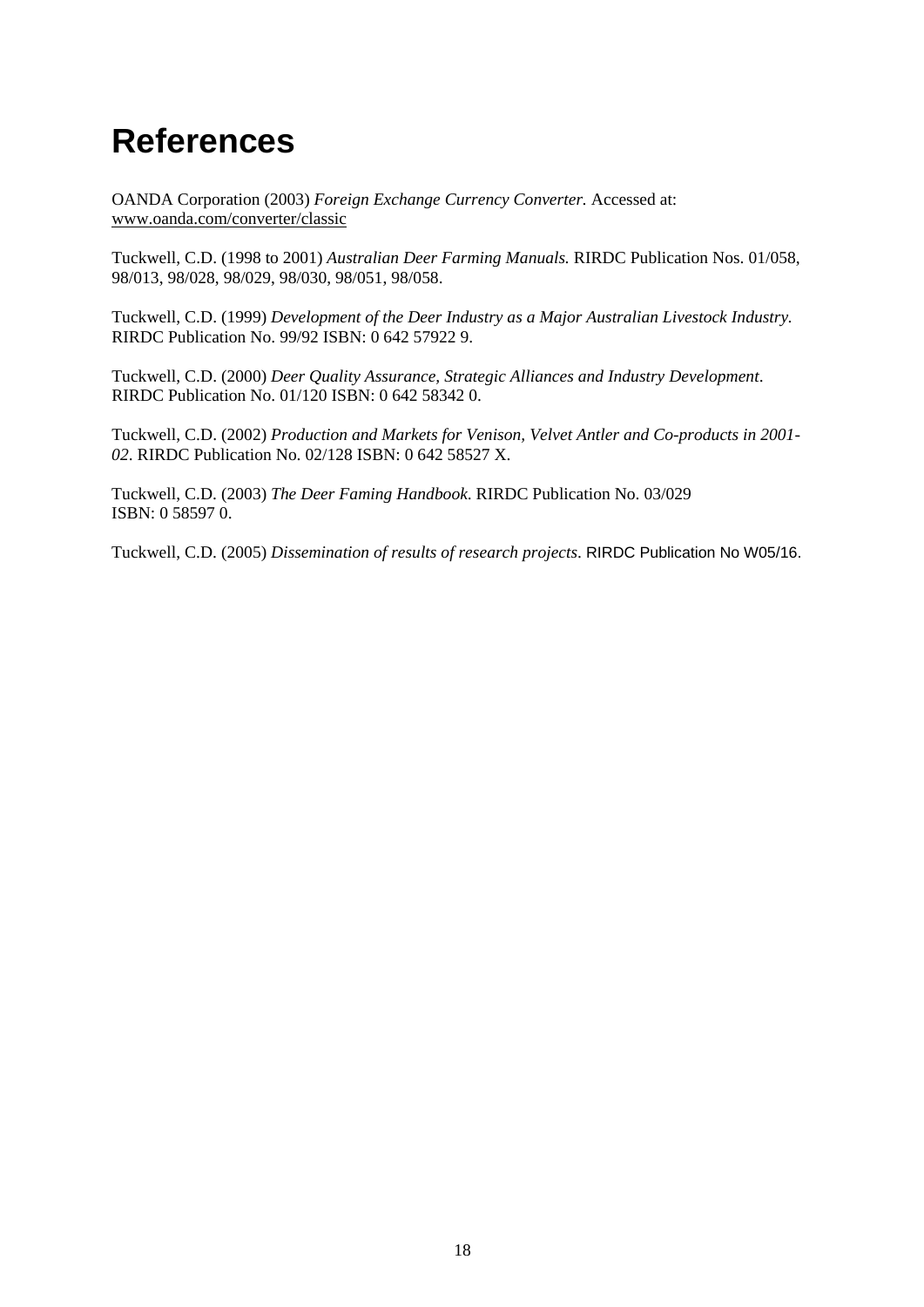# References

OANDA Corporation (2003) *Foreign Exchange Currency Converter.* Accessed at: www.oanda.com/converter/classic

Tuckwell, C.D. (1998 to 2001) *Australian Deer Farming Manuals.* RIRDC Publication Nos. 01/058, 98/013, 98/028, 98/029, 98/030, 98/051, 98/058.

Tuckwell, C.D. (1999) *Development of the Deer Industry as a Major Australian Livestock Industry.* RIRDC Publication No. 99/92 ISBN: 0 642 57922 9.

Tuckwell, C.D. (2000) *Deer Quality Assurance, Strategic Alliances and Industry Development*. RIRDC Publication No. 01/120 ISBN: 0 642 58342 0.

Tuckwell, C.D. (2002) *Production and Markets for Venison, Velvet Antler and Co-products in 2001-02*. RIRDC Publication No. 02/128 ISBN: 0 642 58527 X.

Tuckwell, C.D. (2003) *The Deer Faming Handbook.* RIRDC Publication No. 03/029 ISBN: 0 58597 0.

Tuckwell, C.D. (2005) *Dissemination of results of research projects*. RIRDC Publication No W05/16.